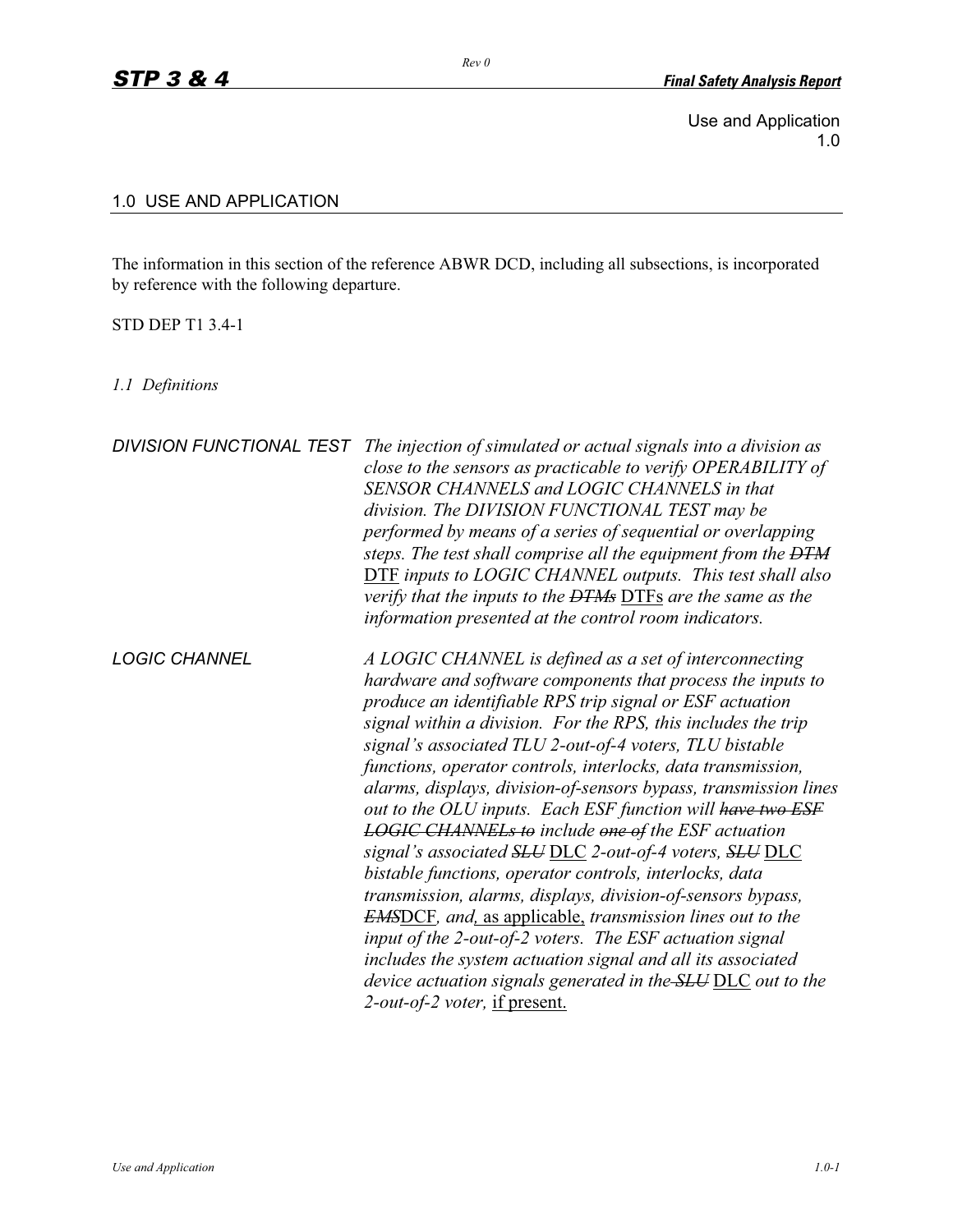Use and Application
1.0

## 1.0 USE AND APPLICATION

The information in this section of the reference ABWR DCD, including all subsections, is incorporated by reference with the following departure.

STD DEP T1 3.4-1

### *1.1 Definitions*

| | |
|---|---|
| *DIVISION FUNCTIONAL TEST* | *The injection of simulated or actual signals into a division as close to the sensors as practicable to verify OPERABILITY of SENSOR CHANNELS and LOGIC CHANNELS in that division. The DIVISION FUNCTIONAL TEST may be performed by means of a series of sequential or overlapping steps. The test shall comprise all the equipment from the* ~~*DTM*~~ <u>DTF</u> *inputs to LOGIC CHANNEL outputs. This test shall also verify that the inputs to the* ~~*DTMs*~~ <u>DTFs</u> *are the same as the information presented at the control room indicators.* |
| *LOGIC CHANNEL* | *A LOGIC CHANNEL is defined as a set of interconnecting hardware and software components that process the inputs to produce an identifiable RPS trip signal or ESF actuation signal within a division. For the RPS, this includes the trip signal's associated TLU 2-out-of-4 voters, TLU bistable functions, operator controls, interlocks, data transmission, alarms, displays, division-of-sensors bypass, transmission lines out to the OLU inputs. Each ESF function will* ~~*have two ESF LOGIC CHANNELs to*~~ *include* ~~*one of*~~ *the ESF actuation signal's associated* ~~*SLU*~~ <u>DLC</u> *2-out-of-4 voters,* ~~*SLU*~~ <u>DLC</u> *bistable functions, operator controls, interlocks, data transmission, alarms, displays, division-of-sensors bypass,* ~~*EMS*~~<u>DCF</u>*, and*<u>, as applicable,</u> *transmission lines out to the input of the 2-out-of-2 voters. The ESF actuation signal includes the system actuation signal and all its associated device actuation signals generated in the* ~~*SLU*~~ <u>DLC</u> *out to the 2-out-of-2 voter,* <u>if present.</u> |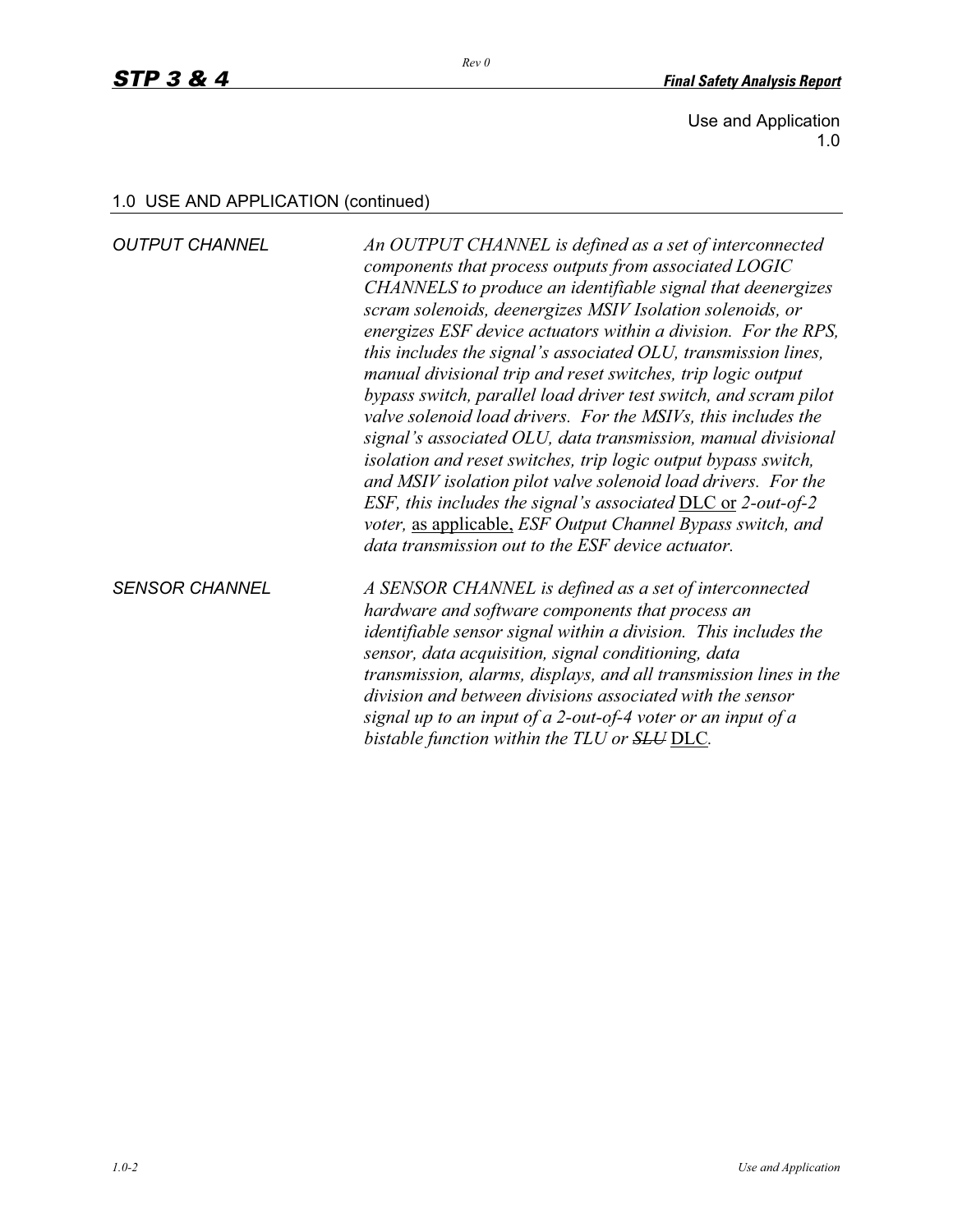Use and Application
1.0

## 1.0 USE AND APPLICATION (continued)

OUTPUT CHANNEL

*An OUTPUT CHANNEL is defined as a set of interconnected components that process outputs from associated LOGIC CHANNELS to produce an identifiable signal that deenergizes scram solenoids, deenergizes MSIV Isolation solenoids, or energizes ESF device actuators within a division. For the RPS, this includes the signal's associated OLU, transmission lines, manual divisional trip and reset switches, trip logic output bypass switch, parallel load driver test switch, and scram pilot valve solenoid load drivers. For the MSIVs, this includes the signal's associated OLU, data transmission, manual divisional isolation and reset switches, trip logic output bypass switch, and MSIV isolation pilot valve solenoid load drivers. For the ESF, this includes the signal's associated* <u>DLC or</u> *2-out-of-2 voter,* <u>as applicable,</u> *ESF Output Channel Bypass switch, and data transmission out to the ESF device actuator.*

SENSOR CHANNEL

*A SENSOR CHANNEL is defined as a set of interconnected hardware and software components that process an identifiable sensor signal within a division. This includes the sensor, data acquisition, signal conditioning, data transmission, alarms, displays, and all transmission lines in the division and between divisions associated with the sensor signal up to an input of a 2-out-of-4 voter or an input of a bistable function within the TLU or ~~SLU~~* <u>DLC</u>.